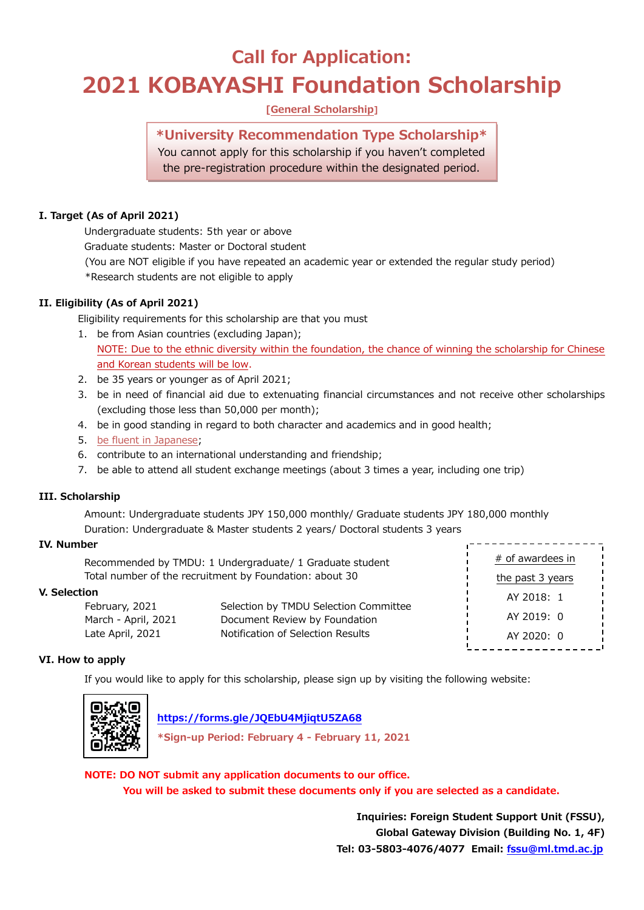# Call for Application:
# 2021 KOBAYASHI Foundation Scholarship

[General Scholarship]

**\*University Recommendation Type Scholarship\***
You cannot apply for this scholarship if you haven't completed the pre-registration procedure within the designated period.

### I. Target (As of April 2021)

Undergraduate students: 5th year or above
Graduate students: Master or Doctoral student
(You are NOT eligible if you have repeated an academic year or extended the regular study period)
*Research students are not eligible to apply

### II. Eligibility (As of April 2021)

Eligibility requirements for this scholarship are that you must

1. be from Asian countries (excluding Japan);
   NOTE: Due to the ethnic diversity within the foundation, the chance of winning the scholarship for Chinese and Korean students will be low.
2. be 35 years or younger as of April 2021;
3. be in need of financial aid due to extenuating financial circumstances and not receive other scholarships (excluding those less than 50,000 per month);
4. be in good standing in regard to both character and academics and in good health;
5. be fluent in Japanese;
6. contribute to an international understanding and friendship;
7. be able to attend all student exchange meetings (about 3 times a year, including one trip)

### III. Scholarship

Amount: Undergraduate students JPY 150,000 monthly/ Graduate students JPY 180,000 monthly
Duration: Undergraduate & Master students 2 years/ Doctoral students 3 years

### IV. Number

Recommended by TMDU: 1 Undergraduate/ 1 Graduate student
Total number of the recruitment by Foundation: about 30

# of awardees in the past 3 years
AY 2018: 1
AY 2019: 0
AY 2020: 0

### V. Selection

| | |
|---|---|
| February, 2021 | Selection by TMDU Selection Committee |
| March - April, 2021 | Document Review by Foundation |
| Late April, 2021 | Notification of Selection Results |

### VI. How to apply

If you would like to apply for this scholarship, please sign up by visiting the following website:

https://forms.gle/JQEbU4MjiqtU5ZA68

**\*Sign-up Period: February 4 - February 11, 2021**

**NOTE: DO NOT submit any application documents to our office.**
**You will be asked to submit these documents only if you are selected as a candidate.**

**Inquiries: Foreign Student Support Unit (FSSU),**
**Global Gateway Division (Building No. 1, 4F)**
**Tel: 03-5803-4076/4077 Email: fssu@ml.tmd.ac.jp**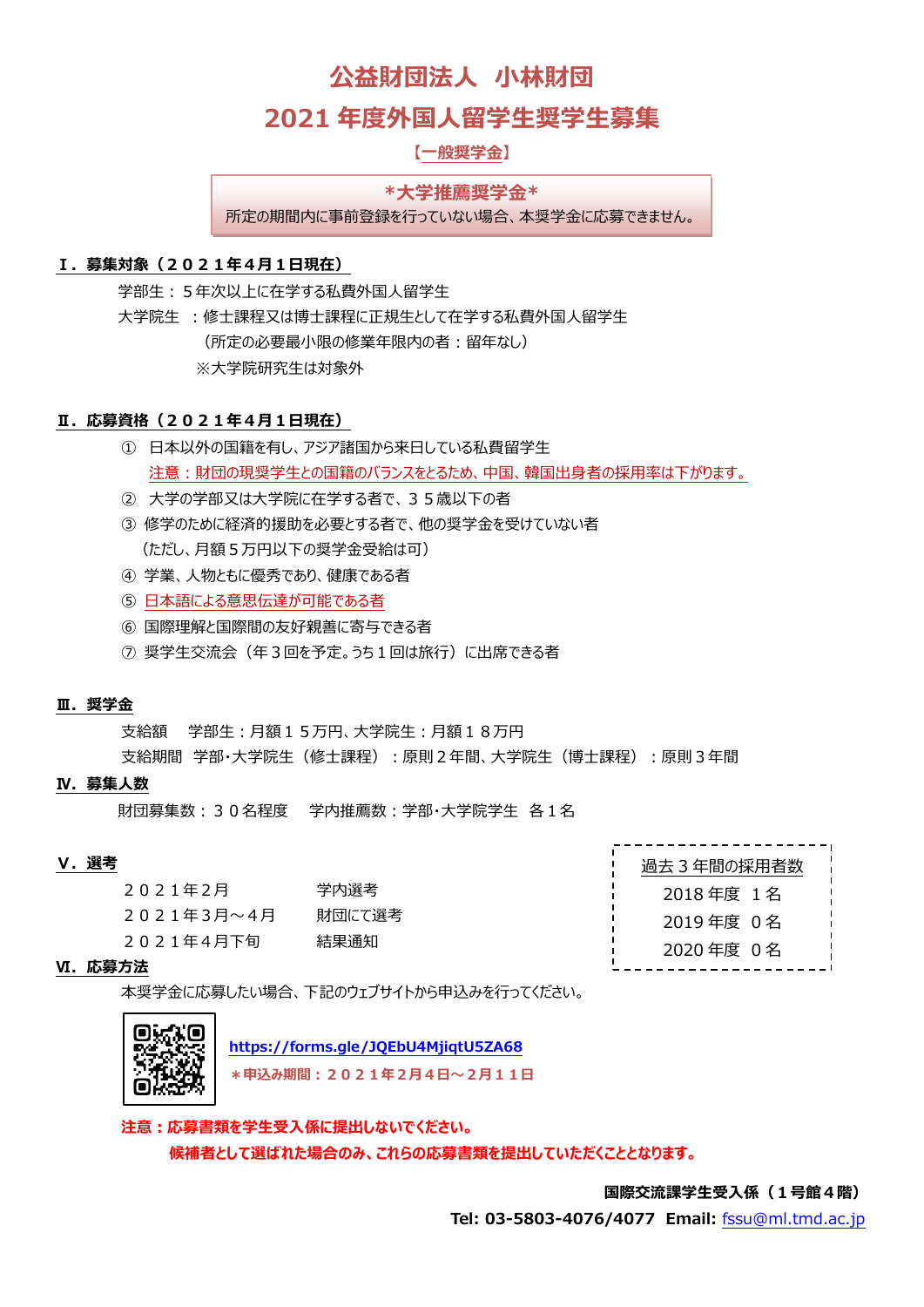# 公益財団法人　小林財団

# 2021 年度外国人留学生奨学生募集

【一般奨学金】

**＊大学推薦奨学金＊**
所定の期間内に事前登録を行っていない場合、本奨学金に応募できません。

## Ⅰ．募集対象（２０２１年４月１日現在）

学部生：５年次以上に在学する私費外国人留学生

大学院生　：修士課程又は博士課程に正規生として在学する私費外国人留学生
（所定の必要最小限の修業年限内の者：留年なし）
※大学院研究生は対象外

## Ⅱ．応募資格（２０２１年４月１日現在）

① 日本以外の国籍を有し、アジア諸国から来日している私費留学生
注意：財団の現奨学生との国籍のバランスをとるため、中国、韓国出身者の採用率は下がります。

② 大学の学部又は大学院に在学する者で、３５歳以下の者

③ 修学のために経済的援助を必要とする者で、他の奨学金を受けていない者
（ただし、月額５万円以下の奨学金受給は可）

④ 学業、人物ともに優秀であり、健康である者

⑤ 日本語による意思伝達が可能である者

⑥ 国際理解と国際間の友好親善に寄与できる者

⑦ 奨学生交流会（年３回を予定。うち１回は旅行）に出席できる者

## Ⅲ．奨学金

支給額　学部生：月額１５万円、大学院生：月額１８万円

支給期間　学部・大学院生（修士課程）：原則２年間、大学院生（博士課程）：原則３年間

## Ⅳ．募集人数

財団募集数：３０名程度　学内推薦数：学部・大学院学生　各１名

## Ⅴ．選考

| | |
|---|---|
| ２０２１年2月 | 学内選考 |
| ２０２１年3月～4月 | 財団にて選考 |
| ２０２１年4月下旬 | 結果通知 |

過去３年間の採用者数
2018 年度　1 名
2019 年度　0 名
2020 年度　0 名

## Ⅵ．応募方法

本奨学金に応募したい場合、下記のウェブサイトから申込みを行ってください。

https://forms.gle/JQEbU4MjiqtU5ZA68

**＊申込み期間：２０２１年2月4日～2月１１日**

**注意：応募書類を学生受入係に提出しないでください。**
**候補者として選ばれた場合のみ、これらの応募書類を提出していただくこととなります。**

**国際交流課学生受入係（１号館４階）**
**Tel: 03-5803-4076/4077　Email:** fssu@ml.tmd.ac.jp